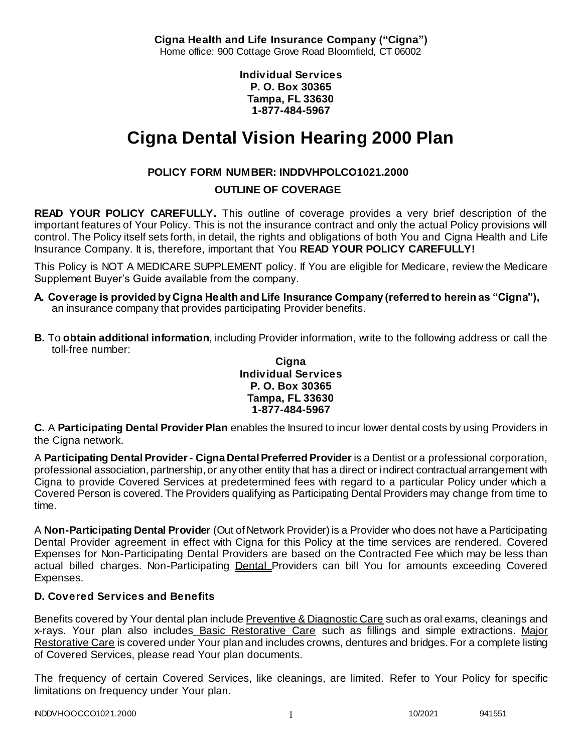**Cigna Health and Life Insurance Company ("Cigna")**
Home office: 900 Cottage Grove Road Bloomfield, CT 06002

**Individual Services**
**P. O. Box 30365**
**Tampa, FL 33630**
**1-877-484-5967**

# Cigna Dental Vision Hearing 2000 Plan

**POLICY FORM NUMBER: INDDVHPOLCO1021.2000**

**OUTLINE OF COVERAGE**

**READ YOUR POLICY CAREFULLY.** This outline of coverage provides a very brief description of the important features of Your Policy. This is not the insurance contract and only the actual Policy provisions will control. The Policy itself sets forth, in detail, the rights and obligations of both You and Cigna Health and Life Insurance Company. It is, therefore, important that You **READ YOUR POLICY CAREFULLY!**

This Policy is NOT A MEDICARE SUPPLEMENT policy. If You are eligible for Medicare, review the Medicare Supplement Buyer's Guide available from the company.

**A. Coverage is provided by Cigna Health and Life Insurance Company (referred to herein as "Cigna"),** an insurance company that provides participating Provider benefits.

**B.** To **obtain additional information**, including Provider information, write to the following address or call the toll-free number:

**Cigna**
**Individual Services**
**P. O. Box 30365**
**Tampa, FL 33630**
**1-877-484-5967**

**C.** A **Participating Dental Provider Plan** enables the Insured to incur lower dental costs by using Providers in the Cigna network.

A **Participating Dental Provider - Cigna Dental Preferred Provider** is a Dentist or a professional corporation, professional association, partnership, or any other entity that has a direct or indirect contractual arrangement with Cigna to provide Covered Services at predetermined fees with regard to a particular Policy under which a Covered Person is covered. The Providers qualifying as Participating Dental Providers may change from time to time.

A **Non-Participating Dental Provider** (Out of Network Provider) is a Provider who does not have a Participating Dental Provider agreement in effect with Cigna for this Policy at the time services are rendered. Covered Expenses for Non-Participating Dental Providers are based on the Contracted Fee which may be less than actual billed charges. Non-Participating Dental Providers can bill You for amounts exceeding Covered Expenses.

**D. Covered Services and Benefits**

Benefits covered by Your dental plan include Preventive & Diagnostic Care such as oral exams, cleanings and x-rays. Your plan also includes Basic Restorative Care such as fillings and simple extractions. Major Restorative Care is covered under Your plan and includes crowns, dentures and bridges. For a complete listing of Covered Services, please read Your plan documents.

The frequency of certain Covered Services, like cleanings, are limited. Refer to Your Policy for specific limitations on frequency under Your plan.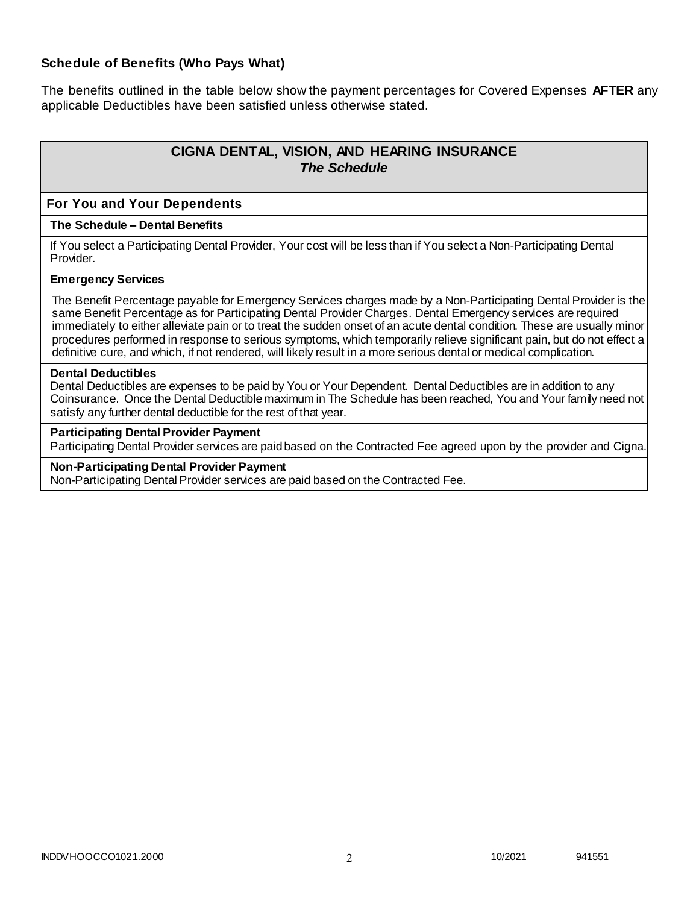### Schedule of Benefits (Who Pays What)

The benefits outlined in the table below show the payment percentages for Covered Expenses **AFTER** any applicable Deductibles have been satisfied unless otherwise stated.

## CIGNA DENTAL, VISION, AND HEARING INSURANCE
### *The Schedule*

**For You and Your Dependents**

**The Schedule – Dental Benefits**

If You select a Participating Dental Provider, Your cost will be less than if You select a Non-Participating Dental Provider.

**Emergency Services**

The Benefit Percentage payable for Emergency Services charges made by a Non-Participating Dental Provider is the same Benefit Percentage as for Participating Dental Provider Charges. Dental Emergency services are required immediately to either alleviate pain or to treat the sudden onset of an acute dental condition. These are usually minor procedures performed in response to serious symptoms, which temporarily relieve significant pain, but do not effect a definitive cure, and which, if not rendered, will likely result in a more serious dental or medical complication.

**Dental Deductibles**

Dental Deductibles are expenses to be paid by You or Your Dependent. Dental Deductibles are in addition to any Coinsurance. Once the Dental Deductible maximum in The Schedule has been reached, You and Your family need not satisfy any further dental deductible for the rest of that year.

**Participating Dental Provider Payment**

Participating Dental Provider services are paid based on the Contracted Fee agreed upon by the provider and Cigna.

**Non-Participating Dental Provider Payment**

Non-Participating Dental Provider services are paid based on the Contracted Fee.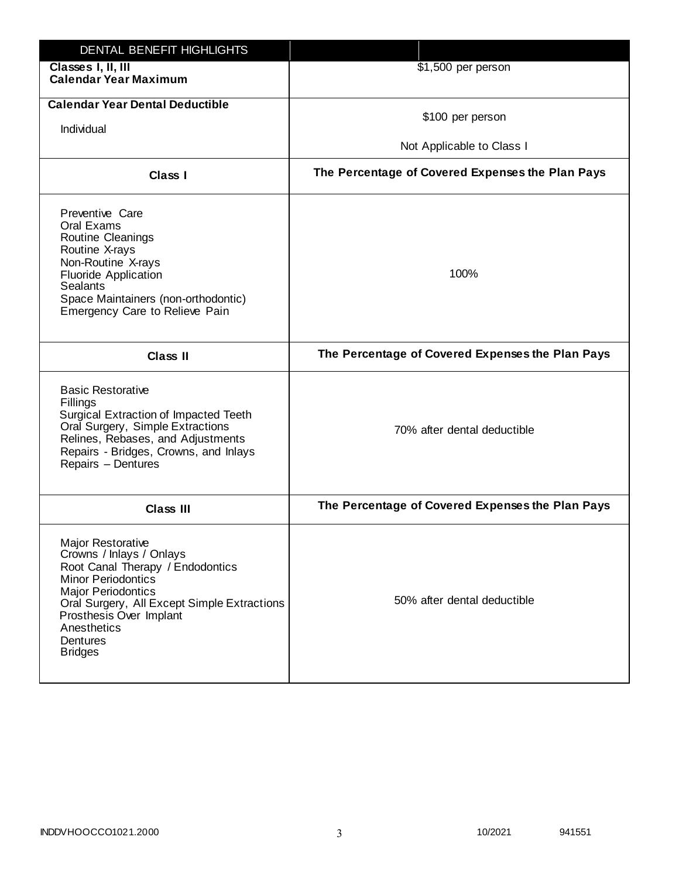| DENTAL BENEFIT HIGHLIGHTS | |
|---|---|
| **Classes I, II, III**<br>**Calendar Year Maximum** | $1,500 per person |
| **Calendar Year Dental Deductible**<br>Individual | $100 per person<br><br>Not Applicable to Class I |
| **Class I** | **The Percentage of Covered Expenses the Plan Pays** |
| Preventive Care<br>Oral Exams<br>Routine Cleanings<br>Routine X-rays<br>Non-Routine X-rays<br>Fluoride Application<br>Sealants<br>Space Maintainers (non-orthodontic)<br>Emergency Care to Relieve Pain | 100% |
| **Class II** | **The Percentage of Covered Expenses the Plan Pays** |
| Basic Restorative<br>Fillings<br>Surgical Extraction of Impacted Teeth<br>Oral Surgery, Simple Extractions<br>Relines, Rebases, and Adjustments<br>Repairs - Bridges, Crowns, and Inlays<br>Repairs – Dentures | 70% after dental deductible |
| **Class III** | **The Percentage of Covered Expenses the Plan Pays** |
| Major Restorative<br>Crowns / Inlays / Onlays<br>Root Canal Therapy / Endodontics<br>Minor Periodontics<br>Major Periodontics<br>Oral Surgery, All Except Simple Extractions<br>Prosthesis Over Implant<br>Anesthetics<br>Dentures<br>Bridges | 50% after dental deductible |

INDDVHOOCCO1021.2000 10/2021 941551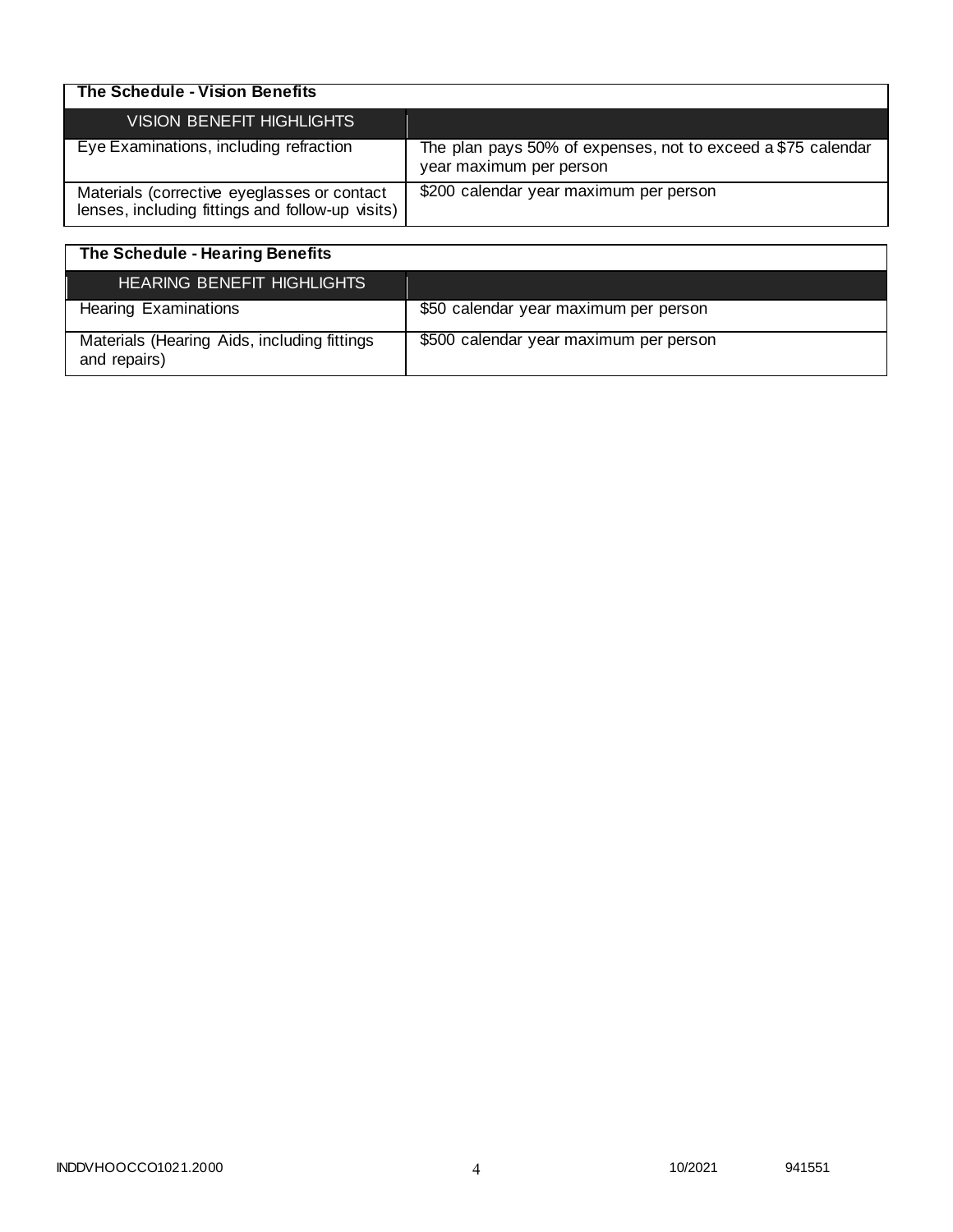| The Schedule - Vision Benefits | |
|---|---|
| VISION BENEFIT HIGHLIGHTS | |
| Eye Examinations, including refraction | The plan pays 50% of expenses, not to exceed a $75 calendar year maximum per person |
| Materials (corrective eyeglasses or contact lenses, including fittings and follow-up visits) | $200 calendar year maximum per person |

| The Schedule - Hearing Benefits | |
|---|---|
| HEARING BENEFIT HIGHLIGHTS | |
| Hearing Examinations | $50 calendar year maximum per person |
| Materials (Hearing Aids, including fittings and repairs) | $500 calendar year maximum per person |

INDDVHOOCCO1021.2000 10/2021 941551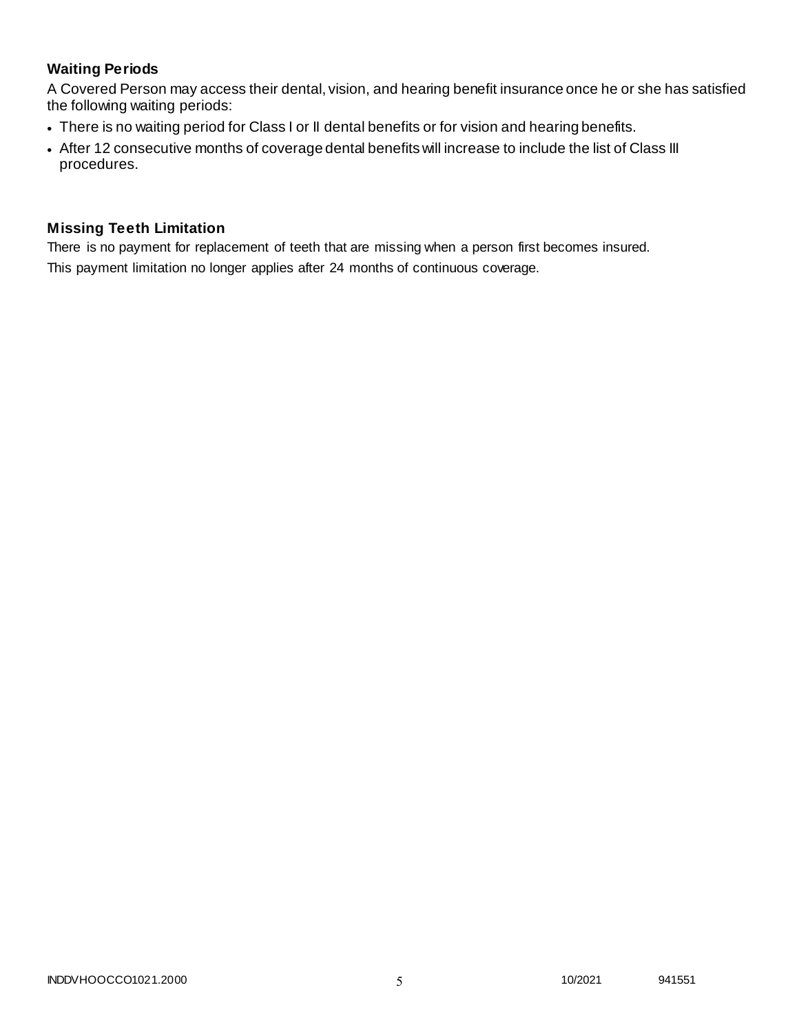### Waiting Periods

A Covered Person may access their dental, vision, and hearing benefit insurance once he or she has satisfied the following waiting periods:

- There is no waiting period for Class I or II dental benefits or for vision and hearing benefits.
- After 12 consecutive months of coverage dental benefits will increase to include the list of Class III procedures.

### Missing Teeth Limitation

There is no payment for replacement of teeth that are missing when a person first becomes insured.

This payment limitation no longer applies after 24 months of continuous coverage.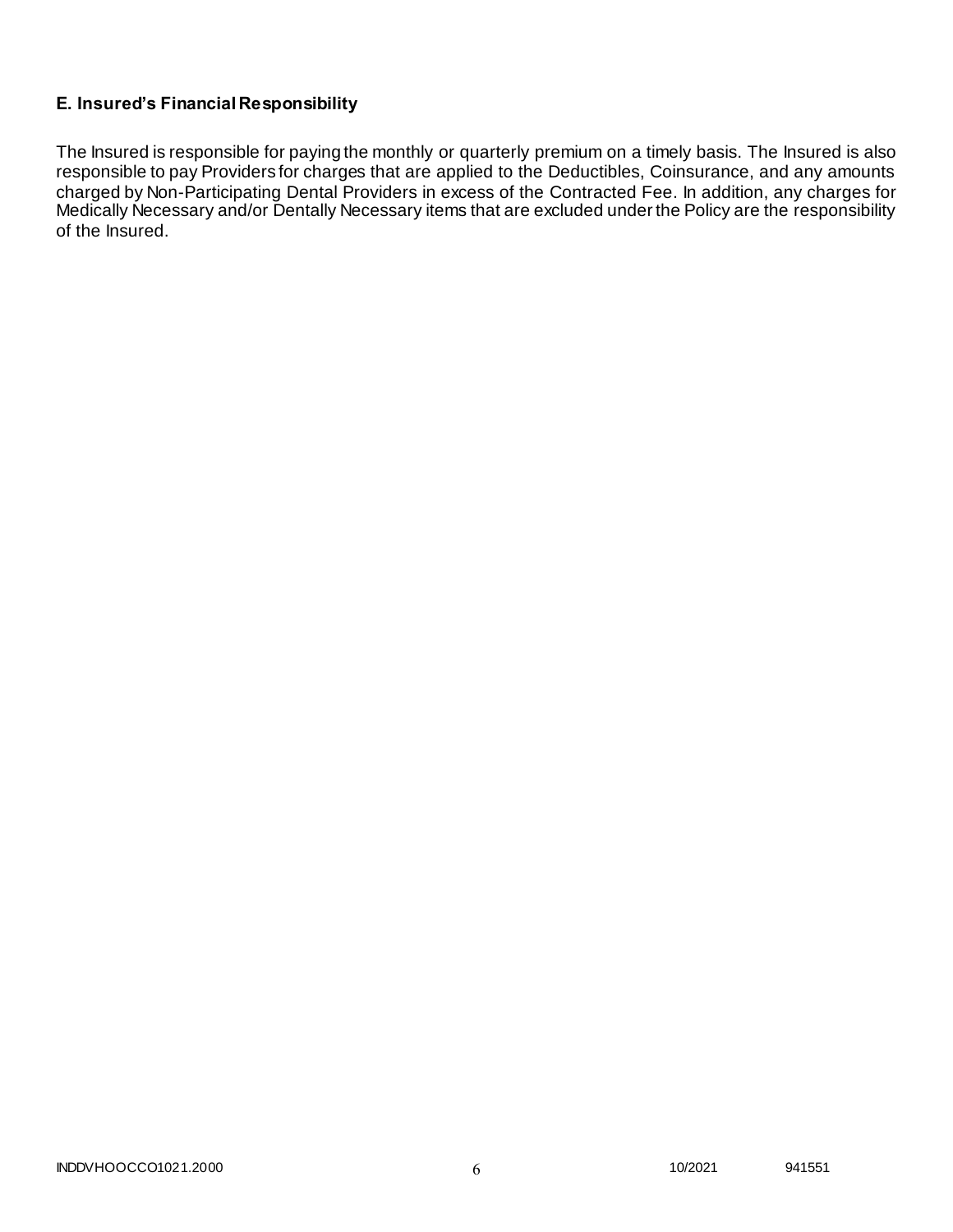**E. Insured's Financial Responsibility**

The Insured is responsible for paying the monthly or quarterly premium on a timely basis. The Insured is also responsible to pay Providers for charges that are applied to the Deductibles, Coinsurance, and any amounts charged by Non-Participating Dental Providers in excess of the Contracted Fee. In addition, any charges for Medically Necessary and/or Dentally Necessary items that are excluded under the Policy are the responsibility of the Insured.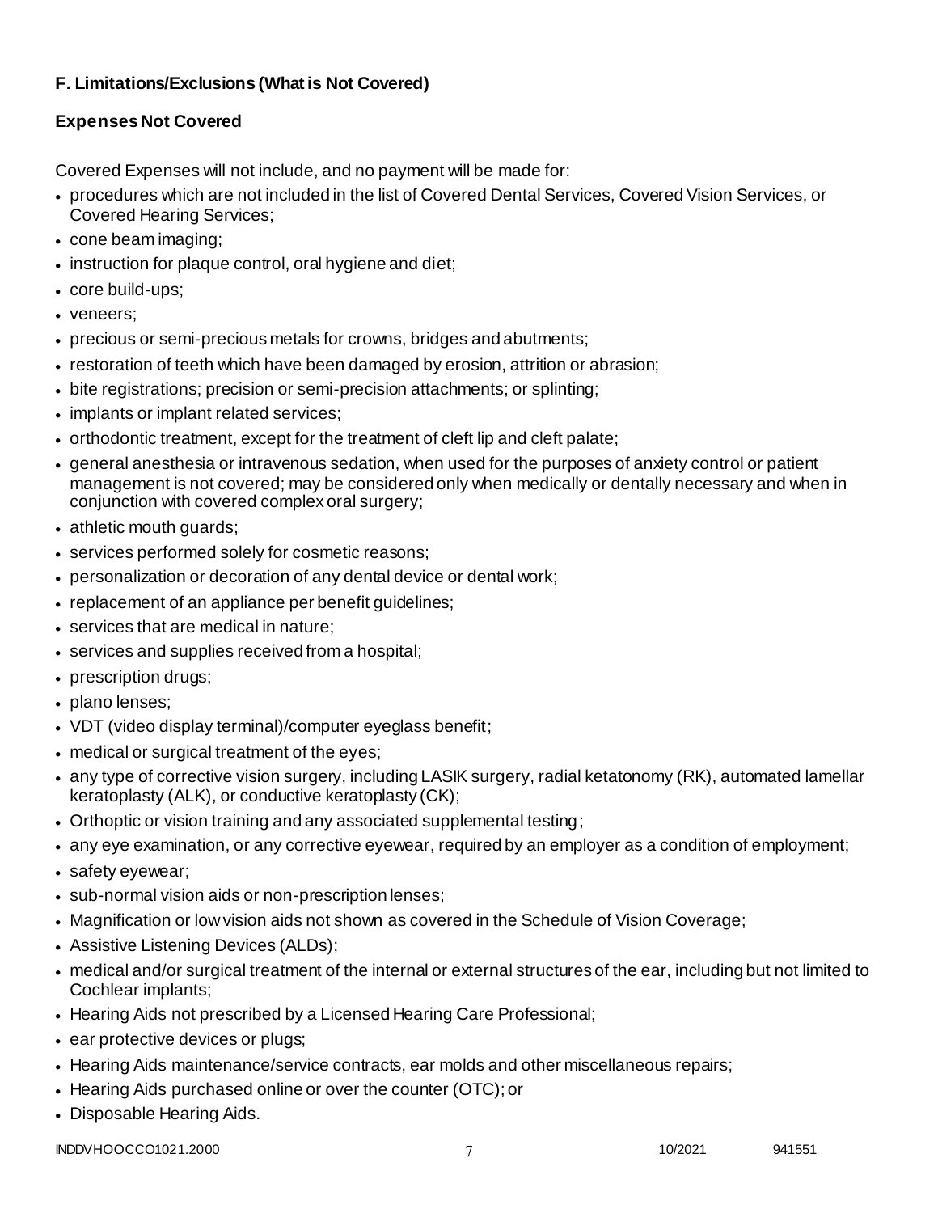### F. Limitations/Exclusions (What is Not Covered)

### Expenses Not Covered

Covered Expenses will not include, and no payment will be made for:

- procedures which are not included in the list of Covered Dental Services, Covered Vision Services, or Covered Hearing Services;
- cone beam imaging;
- instruction for plaque control, oral hygiene and diet;
- core build-ups;
- veneers;
- precious or semi-precious metals for crowns, bridges and abutments;
- restoration of teeth which have been damaged by erosion, attrition or abrasion;
- bite registrations; precision or semi-precision attachments; or splinting;
- implants or implant related services;
- orthodontic treatment, except for the treatment of cleft lip and cleft palate;
- general anesthesia or intravenous sedation, when used for the purposes of anxiety control or patient management is not covered; may be considered only when medically or dentally necessary and when in conjunction with covered complex oral surgery;
- athletic mouth guards;
- services performed solely for cosmetic reasons;
- personalization or decoration of any dental device or dental work;
- replacement of an appliance per benefit guidelines;
- services that are medical in nature;
- services and supplies received from a hospital;
- prescription drugs;
- plano lenses;
- VDT (video display terminal)/computer eyeglass benefit;
- medical or surgical treatment of the eyes;
- any type of corrective vision surgery, including LASIK surgery, radial ketatonomy (RK), automated lamellar keratoplasty (ALK), or conductive keratoplasty (CK);
- Orthoptic or vision training and any associated supplemental testing;
- any eye examination, or any corrective eyewear, required by an employer as a condition of employment;
- safety eyewear;
- sub-normal vision aids or non-prescription lenses;
- Magnification or low vision aids not shown as covered in the Schedule of Vision Coverage;
- Assistive Listening Devices (ALDs);
- medical and/or surgical treatment of the internal or external structures of the ear, including but not limited to Cochlear implants;
- Hearing Aids not prescribed by a Licensed Hearing Care Professional;
- ear protective devices or plugs;
- Hearing Aids maintenance/service contracts, ear molds and other miscellaneous repairs;
- Hearing Aids purchased online or over the counter (OTC); or
- Disposable Hearing Aids.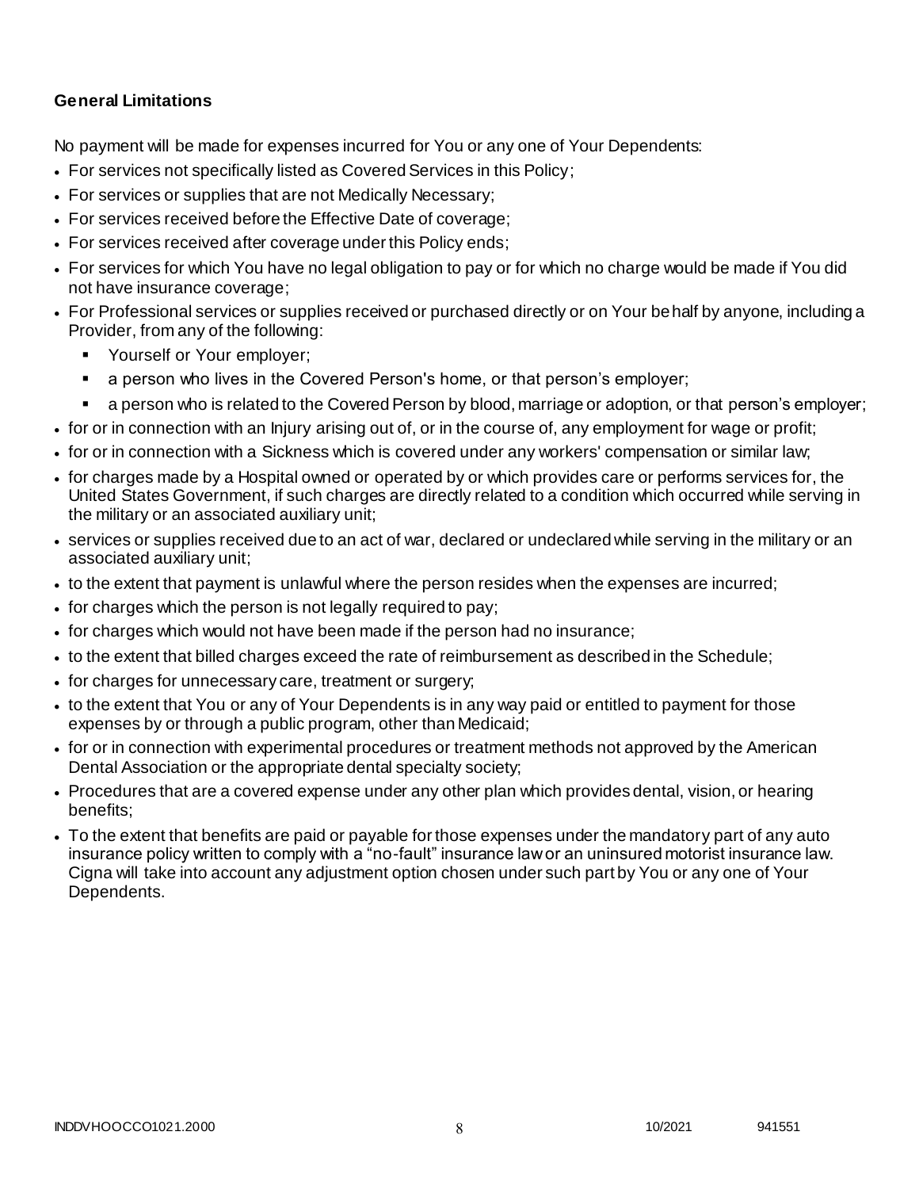**General Limitations**

No payment will be made for expenses incurred for You or any one of Your Dependents:

- For services not specifically listed as Covered Services in this Policy;
- For services or supplies that are not Medically Necessary;
- For services received before the Effective Date of coverage;
- For services received after coverage under this Policy ends;
- For services for which You have no legal obligation to pay or for which no charge would be made if You did not have insurance coverage;
- For Professional services or supplies received or purchased directly or on Your behalf by anyone, including a Provider, from any of the following:
  - Yourself or Your employer;
  - a person who lives in the Covered Person's home, or that person's employer;
  - a person who is related to the Covered Person by blood, marriage or adoption, or that person's employer;
- for or in connection with an Injury arising out of, or in the course of, any employment for wage or profit;
- for or in connection with a Sickness which is covered under any workers' compensation or similar law;
- for charges made by a Hospital owned or operated by or which provides care or performs services for, the United States Government, if such charges are directly related to a condition which occurred while serving in the military or an associated auxiliary unit;
- services or supplies received due to an act of war, declared or undeclared while serving in the military or an associated auxiliary unit;
- to the extent that payment is unlawful where the person resides when the expenses are incurred;
- for charges which the person is not legally required to pay;
- for charges which would not have been made if the person had no insurance;
- to the extent that billed charges exceed the rate of reimbursement as described in the Schedule;
- for charges for unnecessary care, treatment or surgery;
- to the extent that You or any of Your Dependents is in any way paid or entitled to payment for those expenses by or through a public program, other than Medicaid;
- for or in connection with experimental procedures or treatment methods not approved by the American Dental Association or the appropriate dental specialty society;
- Procedures that are a covered expense under any other plan which provides dental, vision, or hearing benefits;
- To the extent that benefits are paid or payable for those expenses under the mandatory part of any auto insurance policy written to comply with a "no-fault" insurance law or an uninsured motorist insurance law. Cigna will take into account any adjustment option chosen under such part by You or any one of Your Dependents.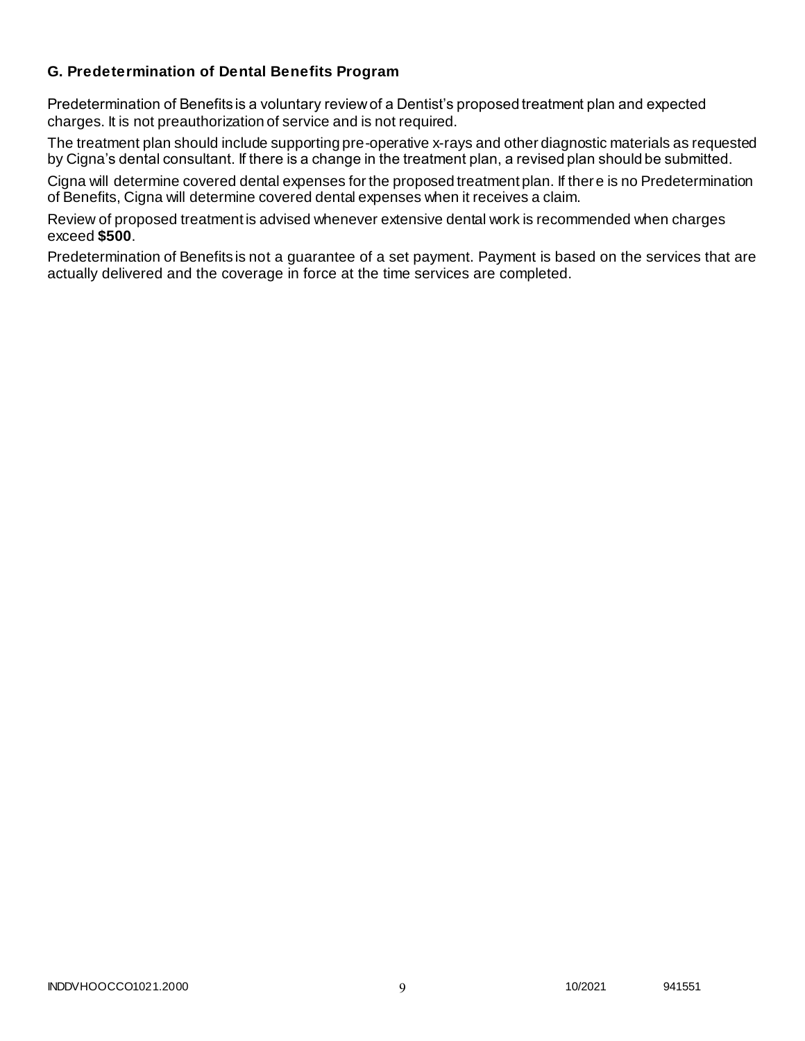### G. Predetermination of Dental Benefits Program

Predetermination of Benefits is a voluntary review of a Dentist's proposed treatment plan and expected charges. It is not preauthorization of service and is not required.

The treatment plan should include supporting pre-operative x-rays and other diagnostic materials as requested by Cigna's dental consultant. If there is a change in the treatment plan, a revised plan should be submitted.

Cigna will determine covered dental expenses for the proposed treatment plan. If there is no Predetermination of Benefits, Cigna will determine covered dental expenses when it receives a claim.

Review of proposed treatment is advised whenever extensive dental work is recommended when charges exceed **$500**.

Predetermination of Benefits is not a guarantee of a set payment. Payment is based on the services that are actually delivered and the coverage in force at the time services are completed.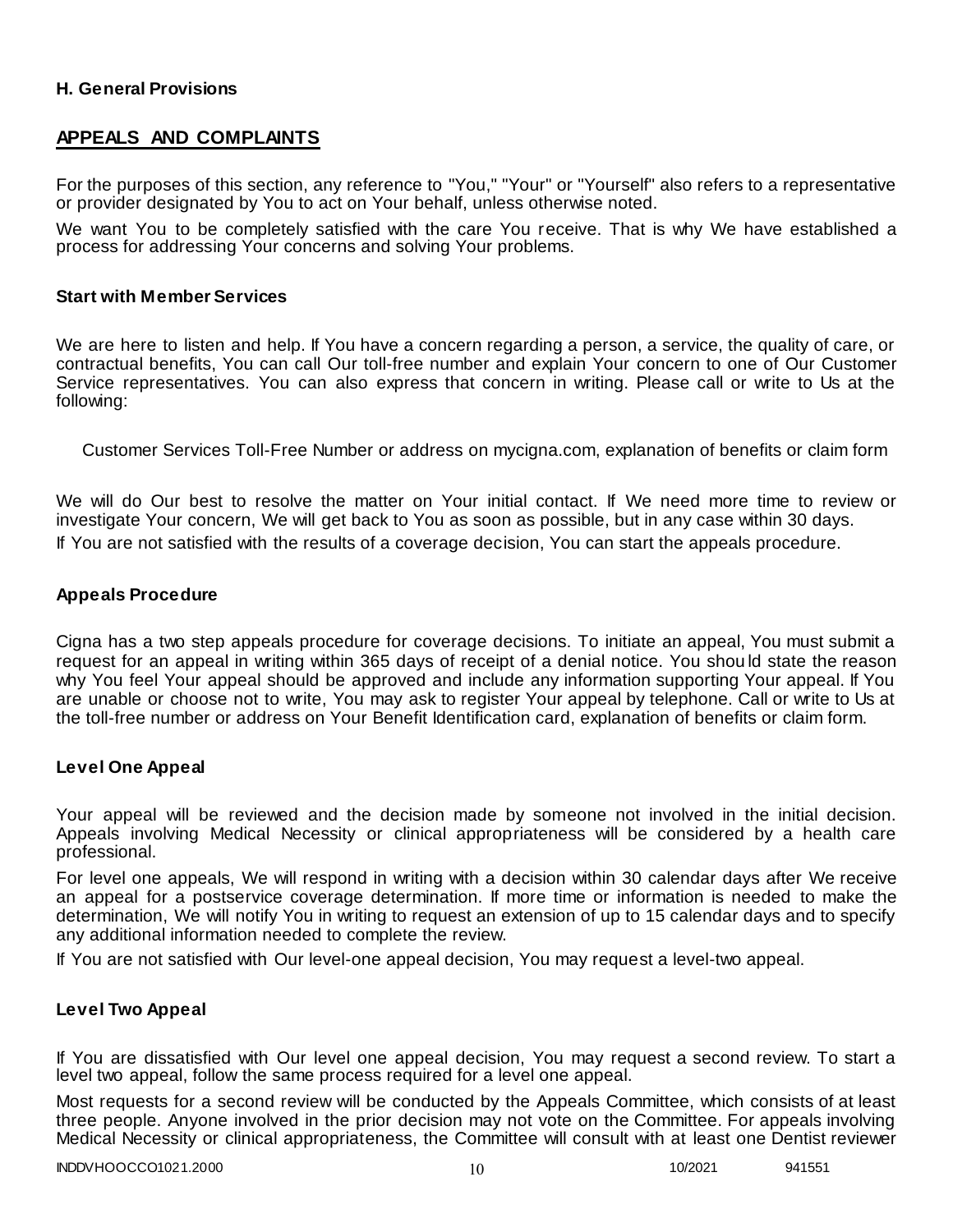**H. General Provisions**

## APPEALS AND COMPLAINTS

For the purposes of this section, any reference to "You," "Your" or "Yourself" also refers to a representative or provider designated by You to act on Your behalf, unless otherwise noted.

We want You to be completely satisfied with the care You receive. That is why We have established a process for addressing Your concerns and solving Your problems.

### Start with Member Services

We are here to listen and help. If You have a concern regarding a person, a service, the quality of care, or contractual benefits, You can call Our toll-free number and explain Your concern to one of Our Customer Service representatives. You can also express that concern in writing. Please call or write to Us at the following:

Customer Services Toll-Free Number or address on mycigna.com, explanation of benefits or claim form

We will do Our best to resolve the matter on Your initial contact. If We need more time to review or investigate Your concern, We will get back to You as soon as possible, but in any case within 30 days.

If You are not satisfied with the results of a coverage decision, You can start the appeals procedure.

### Appeals Procedure

Cigna has a two step appeals procedure for coverage decisions. To initiate an appeal, You must submit a request for an appeal in writing within 365 days of receipt of a denial notice. You should state the reason why You feel Your appeal should be approved and include any information supporting Your appeal. If You are unable or choose not to write, You may ask to register Your appeal by telephone. Call or write to Us at the toll-free number or address on Your Benefit Identification card, explanation of benefits or claim form.

### Level One Appeal

Your appeal will be reviewed and the decision made by someone not involved in the initial decision. Appeals involving Medical Necessity or clinical appropriateness will be considered by a health care professional.

For level one appeals, We will respond in writing with a decision within 30 calendar days after We receive an appeal for a postservice coverage determination. If more time or information is needed to make the determination, We will notify You in writing to request an extension of up to 15 calendar days and to specify any additional information needed to complete the review.

If You are not satisfied with Our level-one appeal decision, You may request a level-two appeal.

### Level Two Appeal

If You are dissatisfied with Our level one appeal decision, You may request a second review. To start a level two appeal, follow the same process required for a level one appeal.

Most requests for a second review will be conducted by the Appeals Committee, which consists of at least three people. Anyone involved in the prior decision may not vote on the Committee. For appeals involving Medical Necessity or clinical appropriateness, the Committee will consult with at least one Dentist reviewer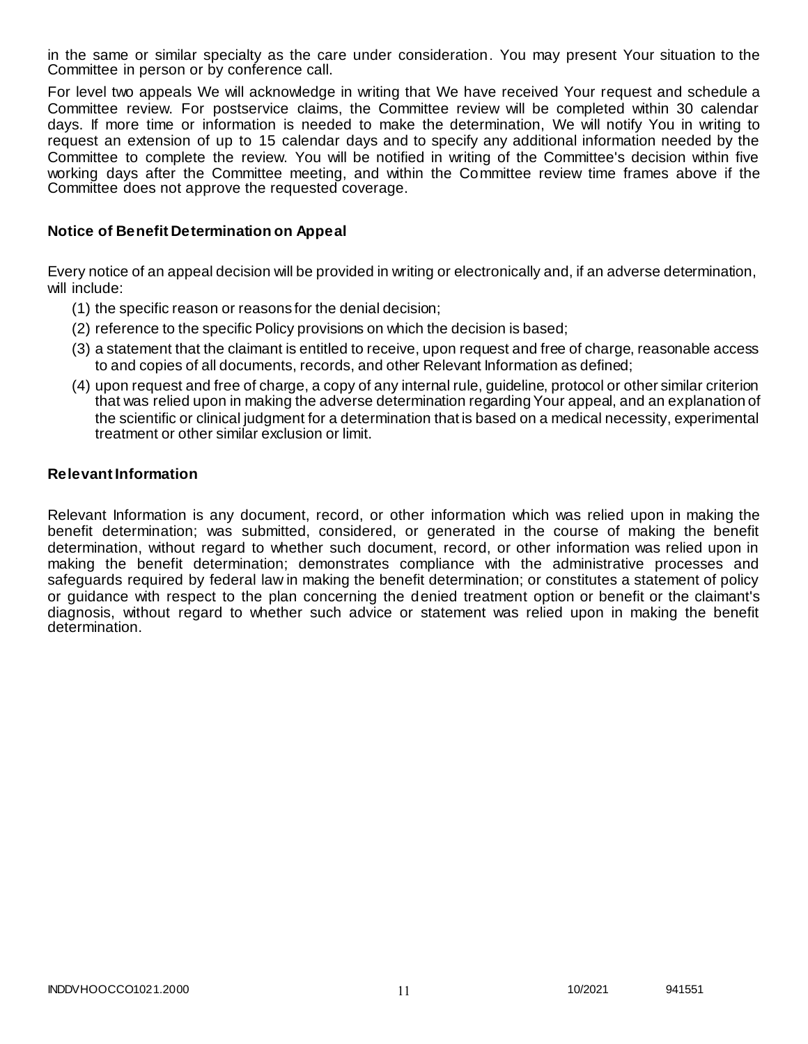in the same or similar specialty as the care under consideration. You may present Your situation to the Committee in person or by conference call.

For level two appeals We will acknowledge in writing that We have received Your request and schedule a Committee review. For postservice claims, the Committee review will be completed within 30 calendar days. If more time or information is needed to make the determination, We will notify You in writing to request an extension of up to 15 calendar days and to specify any additional information needed by the Committee to complete the review. You will be notified in writing of the Committee's decision within five working days after the Committee meeting, and within the Committee review time frames above if the Committee does not approve the requested coverage.

### Notice of Benefit Determination on Appeal

Every notice of an appeal decision will be provided in writing or electronically and, if an adverse determination, will include:

(1) the specific reason or reasons for the denial decision;

(2) reference to the specific Policy provisions on which the decision is based;

(3) a statement that the claimant is entitled to receive, upon request and free of charge, reasonable access to and copies of all documents, records, and other Relevant Information as defined;

(4) upon request and free of charge, a copy of any internal rule, guideline, protocol or other similar criterion that was relied upon in making the adverse determination regarding Your appeal, and an explanation of the scientific or clinical judgment for a determination that is based on a medical necessity, experimental treatment or other similar exclusion or limit.

### Relevant Information

Relevant Information is any document, record, or other information which was relied upon in making the benefit determination; was submitted, considered, or generated in the course of making the benefit determination, without regard to whether such document, record, or other information was relied upon in making the benefit determination; demonstrates compliance with the administrative processes and safeguards required by federal law in making the benefit determination; or constitutes a statement of policy or guidance with respect to the plan concerning the denied treatment option or benefit or the claimant's diagnosis, without regard to whether such advice or statement was relied upon in making the benefit determination.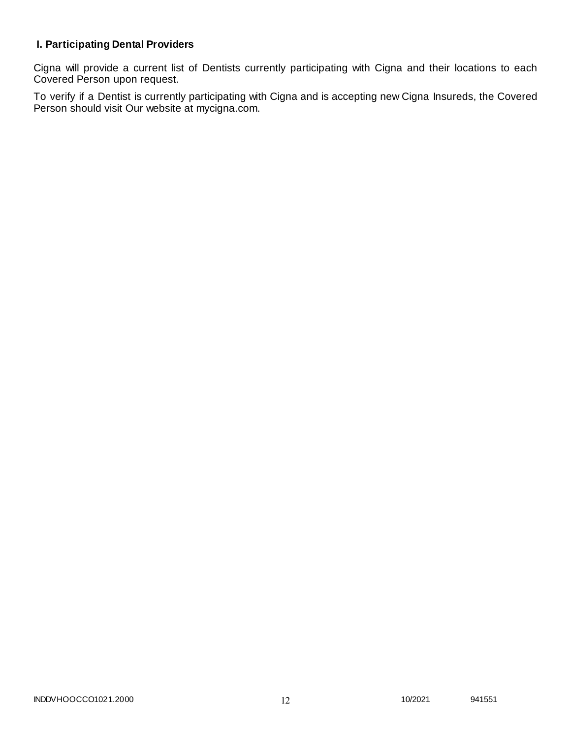### I. Participating Dental Providers

Cigna will provide a current list of Dentists currently participating with Cigna and their locations to each Covered Person upon request.

To verify if a Dentist is currently participating with Cigna and is accepting new Cigna Insureds, the Covered Person should visit Our website at mycigna.com.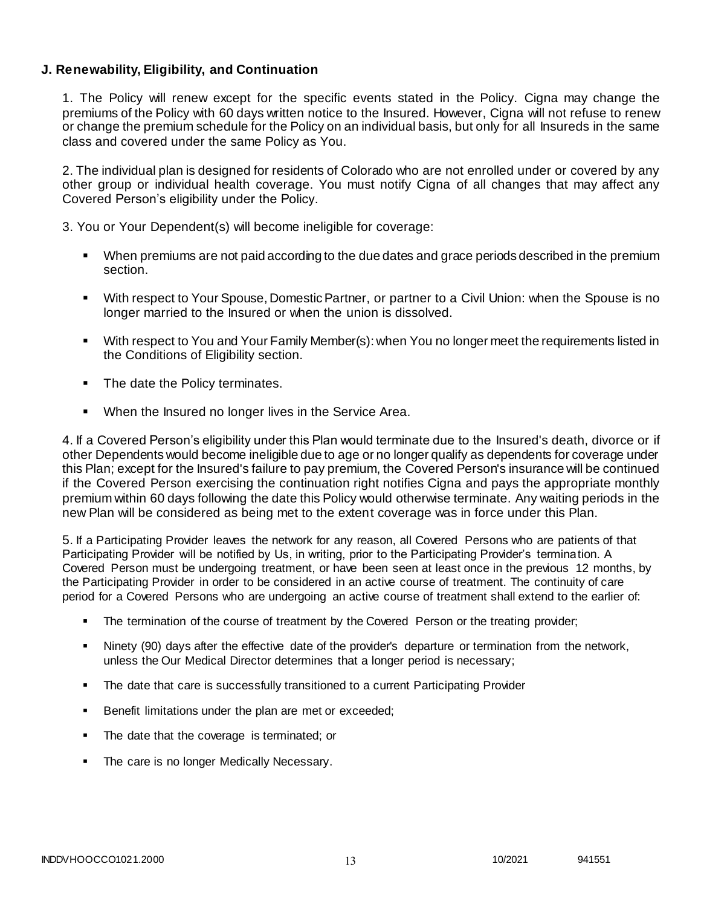### J. Renewability, Eligibility, and Continuation

1. The Policy will renew except for the specific events stated in the Policy. Cigna may change the premiums of the Policy with 60 days written notice to the Insured. However, Cigna will not refuse to renew or change the premium schedule for the Policy on an individual basis, but only for all Insureds in the same class and covered under the same Policy as You.

2. The individual plan is designed for residents of Colorado who are not enrolled under or covered by any other group or individual health coverage. You must notify Cigna of all changes that may affect any Covered Person's eligibility under the Policy.

3. You or Your Dependent(s) will become ineligible for coverage:

- When premiums are not paid according to the due dates and grace periods described in the premium section.
- With respect to Your Spouse, Domestic Partner, or partner to a Civil Union: when the Spouse is no longer married to the Insured or when the union is dissolved.
- With respect to You and Your Family Member(s): when You no longer meet the requirements listed in the Conditions of Eligibility section.
- The date the Policy terminates.
- When the Insured no longer lives in the Service Area.

4. If a Covered Person's eligibility under this Plan would terminate due to the Insured's death, divorce or if other Dependents would become ineligible due to age or no longer qualify as dependents for coverage under this Plan; except for the Insured's failure to pay premium, the Covered Person's insurance will be continued if the Covered Person exercising the continuation right notifies Cigna and pays the appropriate monthly premium within 60 days following the date this Policy would otherwise terminate. Any waiting periods in the new Plan will be considered as being met to the extent coverage was in force under this Plan.

5. If a Participating Provider leaves the network for any reason, all Covered Persons who are patients of that Participating Provider will be notified by Us, in writing, prior to the Participating Provider's termination. A Covered Person must be undergoing treatment, or have been seen at least once in the previous 12 months, by the Participating Provider in order to be considered in an active course of treatment. The continuity of care period for a Covered Persons who are undergoing an active course of treatment shall extend to the earlier of:

- The termination of the course of treatment by the Covered Person or the treating provider;
- Ninety (90) days after the effective date of the provider's departure or termination from the network, unless the Our Medical Director determines that a longer period is necessary;
- The date that care is successfully transitioned to a current Participating Provider
- Benefit limitations under the plan are met or exceeded;
- The date that the coverage is terminated; or
- The care is no longer Medically Necessary.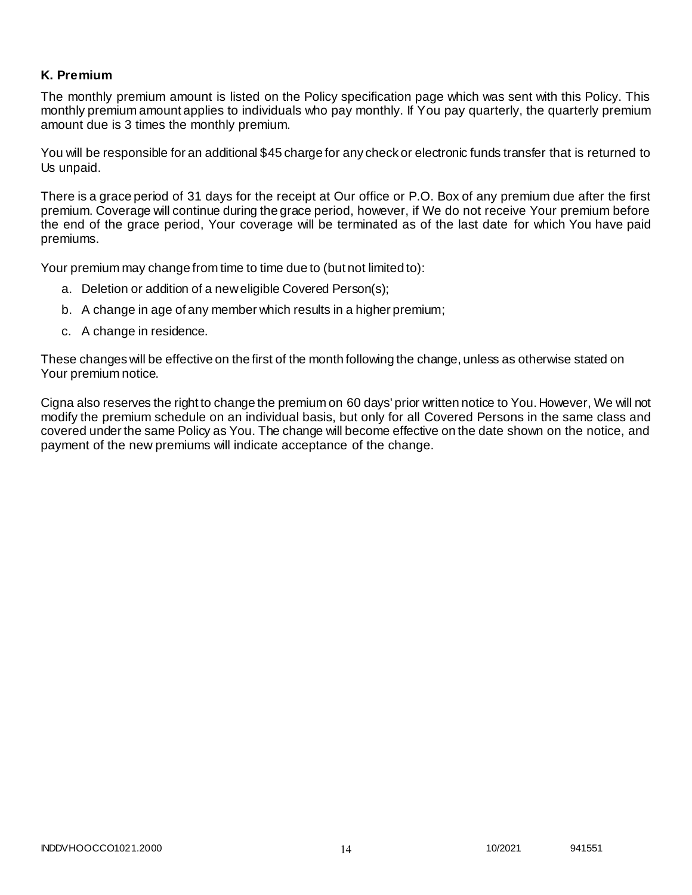### K. Premium

The monthly premium amount is listed on the Policy specification page which was sent with this Policy. This monthly premium amount applies to individuals who pay monthly. If You pay quarterly, the quarterly premium amount due is 3 times the monthly premium.

You will be responsible for an additional $45 charge for any check or electronic funds transfer that is returned to Us unpaid.

There is a grace period of 31 days for the receipt at Our office or P.O. Box of any premium due after the first premium. Coverage will continue during the grace period, however, if We do not receive Your premium before the end of the grace period, Your coverage will be terminated as of the last date for which You have paid premiums.

Your premium may change from time to time due to (but not limited to):

a. Deletion or addition of a new eligible Covered Person(s);
b. A change in age of any member which results in a higher premium;
c. A change in residence.

These changes will be effective on the first of the month following the change, unless as otherwise stated on Your premium notice.

Cigna also reserves the right to change the premium on 60 days' prior written notice to You. However, We will not modify the premium schedule on an individual basis, but only for all Covered Persons in the same class and covered under the same Policy as You. The change will become effective on the date shown on the notice, and payment of the new premiums will indicate acceptance of the change.